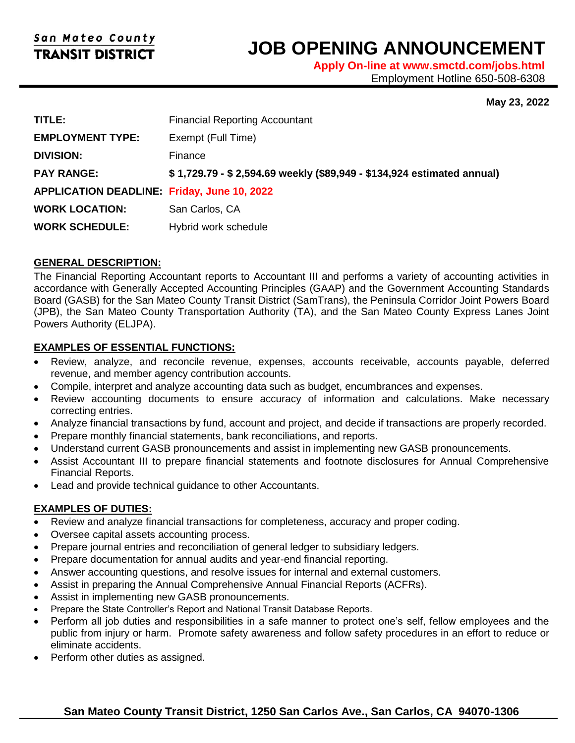San Mateo County
**TRANSIT DISTRICT**

# JOB OPENING ANNOUNCEMENT

**Apply On-line at www.smctd.com/jobs.html**
Employment Hotline 650-508-6308

**May 23, 2022**

| | |
|---|---|
| **TITLE:** | Financial Reporting Accountant |
| **EMPLOYMENT TYPE:** | Exempt (Full Time) |
| **DIVISION:** | Finance |
| **PAY RANGE:** | **$ 1,729.79 - $ 2,594.69 weekly ($89,949 - $134,924 estimated annual)** |
| **APPLICATION DEADLINE:** | **Friday, June 10, 2022** |
| **WORK LOCATION:** | San Carlos, CA |
| **WORK SCHEDULE:** | Hybrid work schedule |

## GENERAL DESCRIPTION:

The Financial Reporting Accountant reports to Accountant III and performs a variety of accounting activities in accordance with Generally Accepted Accounting Principles (GAAP) and the Government Accounting Standards Board (GASB) for the San Mateo County Transit District (SamTrans), the Peninsula Corridor Joint Powers Board (JPB), the San Mateo County Transportation Authority (TA), and the San Mateo County Express Lanes Joint Powers Authority (ELJPA).

## EXAMPLES OF ESSENTIAL FUNCTIONS:

- Review, analyze, and reconcile revenue, expenses, accounts receivable, accounts payable, deferred revenue, and member agency contribution accounts.
- Compile, interpret and analyze accounting data such as budget, encumbrances and expenses.
- Review accounting documents to ensure accuracy of information and calculations. Make necessary correcting entries.
- Analyze financial transactions by fund, account and project, and decide if transactions are properly recorded.
- Prepare monthly financial statements, bank reconciliations, and reports.
- Understand current GASB pronouncements and assist in implementing new GASB pronouncements.
- Assist Accountant III to prepare financial statements and footnote disclosures for Annual Comprehensive Financial Reports.
- Lead and provide technical guidance to other Accountants.

## EXAMPLES OF DUTIES:

- Review and analyze financial transactions for completeness, accuracy and proper coding.
- Oversee capital assets accounting process.
- Prepare journal entries and reconciliation of general ledger to subsidiary ledgers.
- Prepare documentation for annual audits and year-end financial reporting.
- Answer accounting questions, and resolve issues for internal and external customers.
- Assist in preparing the Annual Comprehensive Annual Financial Reports (ACFRs).
- Assist in implementing new GASB pronouncements.
- Prepare the State Controller's Report and National Transit Database Reports.
- Perform all job duties and responsibilities in a safe manner to protect one's self, fellow employees and the public from injury or harm. Promote safety awareness and follow safety procedures in an effort to reduce or eliminate accidents.
- Perform other duties as assigned.

**San Mateo County Transit District, 1250 San Carlos Ave., San Carlos, CA 94070-1306**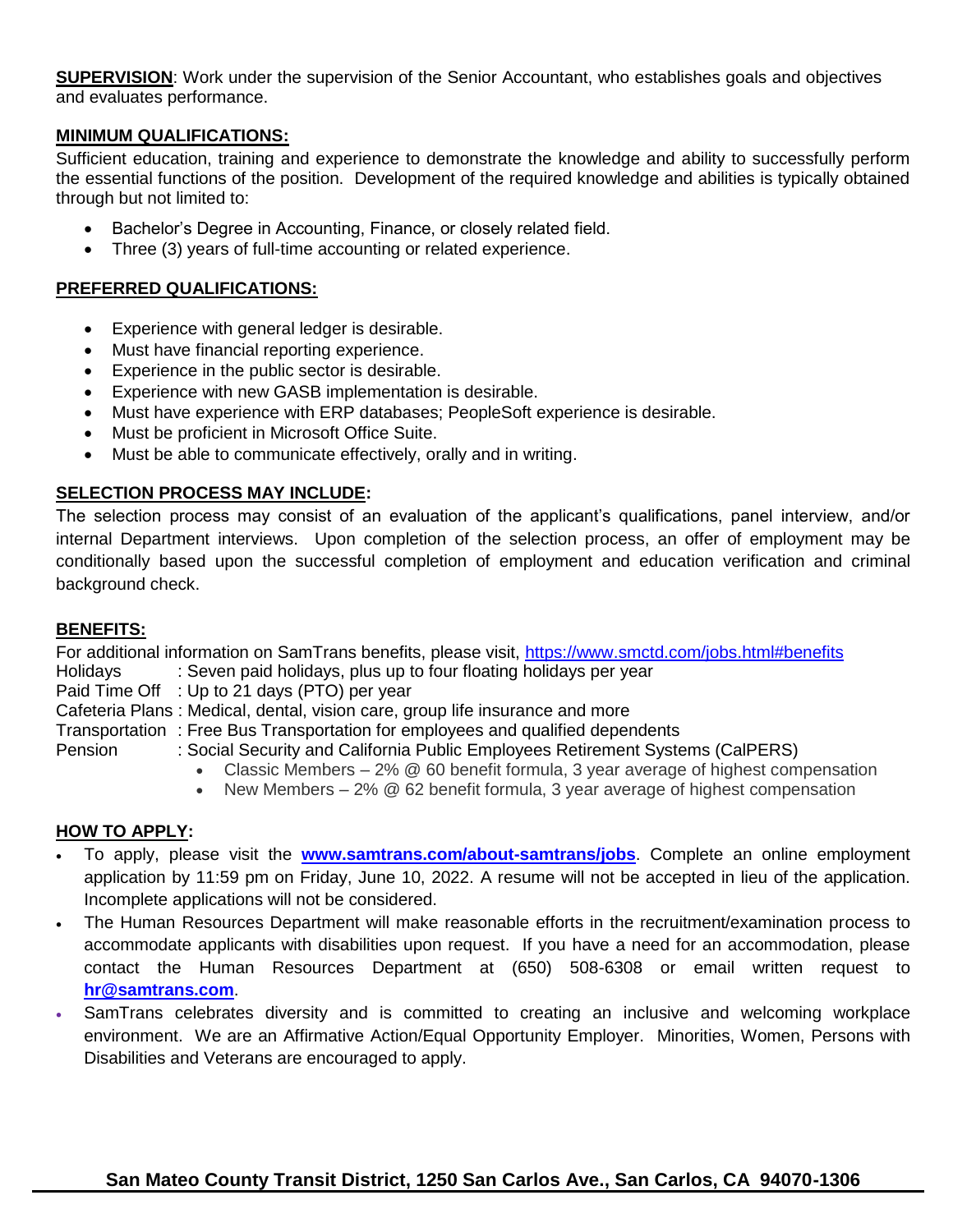**SUPERVISION**: Work under the supervision of the Senior Accountant, who establishes goals and objectives and evaluates performance.

**MINIMUM QUALIFICATIONS:**

Sufficient education, training and experience to demonstrate the knowledge and ability to successfully perform the essential functions of the position. Development of the required knowledge and abilities is typically obtained through but not limited to:

- Bachelor's Degree in Accounting, Finance, or closely related field.
- Three (3) years of full-time accounting or related experience.

**PREFERRED QUALIFICATIONS:**

- Experience with general ledger is desirable.
- Must have financial reporting experience.
- Experience in the public sector is desirable.
- Experience with new GASB implementation is desirable.
- Must have experience with ERP databases; PeopleSoft experience is desirable.
- Must be proficient in Microsoft Office Suite.
- Must be able to communicate effectively, orally and in writing.

**SELECTION PROCESS MAY INCLUDE:**

The selection process may consist of an evaluation of the applicant's qualifications, panel interview, and/or internal Department interviews. Upon completion of the selection process, an offer of employment may be conditionally based upon the successful completion of employment and education verification and criminal background check.

**BENEFITS:**

For additional information on SamTrans benefits, please visit, https://www.smctd.com/jobs.html#benefits

Holidays : Seven paid holidays, plus up to four floating holidays per year
Paid Time Off : Up to 21 days (PTO) per year
Cafeteria Plans : Medical, dental, vision care, group life insurance and more
Transportation : Free Bus Transportation for employees and qualified dependents
Pension : Social Security and California Public Employees Retirement Systems (CalPERS)

- Classic Members – 2% @ 60 benefit formula, 3 year average of highest compensation
- New Members – 2% @ 62 benefit formula, 3 year average of highest compensation

**HOW TO APPLY:**

- To apply, please visit the **www.samtrans.com/about-samtrans/jobs**. Complete an online employment application by 11:59 pm on Friday, June 10, 2022. A resume will not be accepted in lieu of the application. Incomplete applications will not be considered.
- The Human Resources Department will make reasonable efforts in the recruitment/examination process to accommodate applicants with disabilities upon request. If you have a need for an accommodation, please contact the Human Resources Department at (650) 508-6308 or email written request to **hr@samtrans.com**.
- SamTrans celebrates diversity and is committed to creating an inclusive and welcoming workplace environment. We are an Affirmative Action/Equal Opportunity Employer. Minorities, Women, Persons with Disabilities and Veterans are encouraged to apply.

**San Mateo County Transit District, 1250 San Carlos Ave., San Carlos, CA 94070-1306**